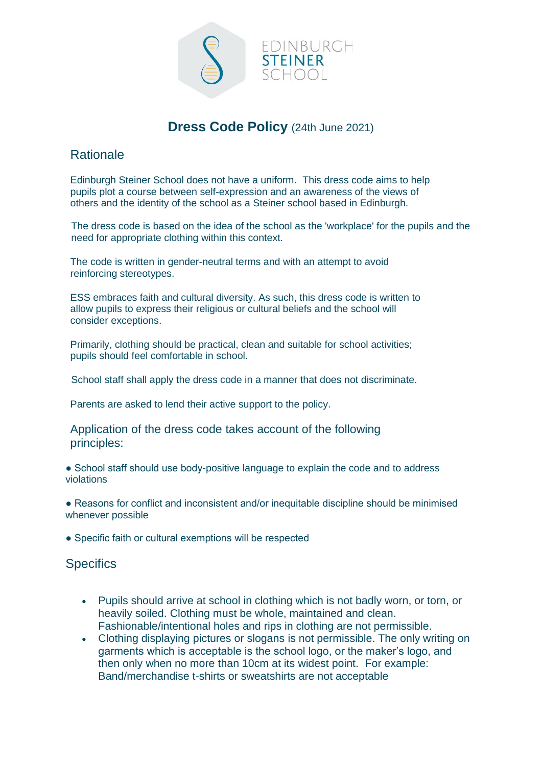EDINBURGH
STEINER
SCHOOL

# **Dress Code Policy** (24th June 2021)

## Rationale

Edinburgh Steiner School does not have a uniform. This dress code aims to help pupils plot a course between self-expression and an awareness of the views of others and the identity of the school as a Steiner school based in Edinburgh.

The dress code is based on the idea of the school as the 'workplace' for the pupils and the need for appropriate clothing within this context.

The code is written in gender-neutral terms and with an attempt to avoid reinforcing stereotypes.

ESS embraces faith and cultural diversity. As such, this dress code is written to allow pupils to express their religious or cultural beliefs and the school will consider exceptions.

Primarily, clothing should be practical, clean and suitable for school activities; pupils should feel comfortable in school.

School staff shall apply the dress code in a manner that does not discriminate.

Parents are asked to lend their active support to the policy.

## Application of the dress code takes account of the following principles:

● School staff should use body-positive language to explain the code and to address violations

● Reasons for conflict and inconsistent and/or inequitable discipline should be minimised whenever possible

● Specific faith or cultural exemptions will be respected

## Specifics

- Pupils should arrive at school in clothing which is not badly worn, or torn, or heavily soiled. Clothing must be whole, maintained and clean. Fashionable/intentional holes and rips in clothing are not permissible.
- Clothing displaying pictures or slogans is not permissible. The only writing on garments which is acceptable is the school logo, or the maker's logo, and then only when no more than 10cm at its widest point. For example: Band/merchandise t-shirts or sweatshirts are not acceptable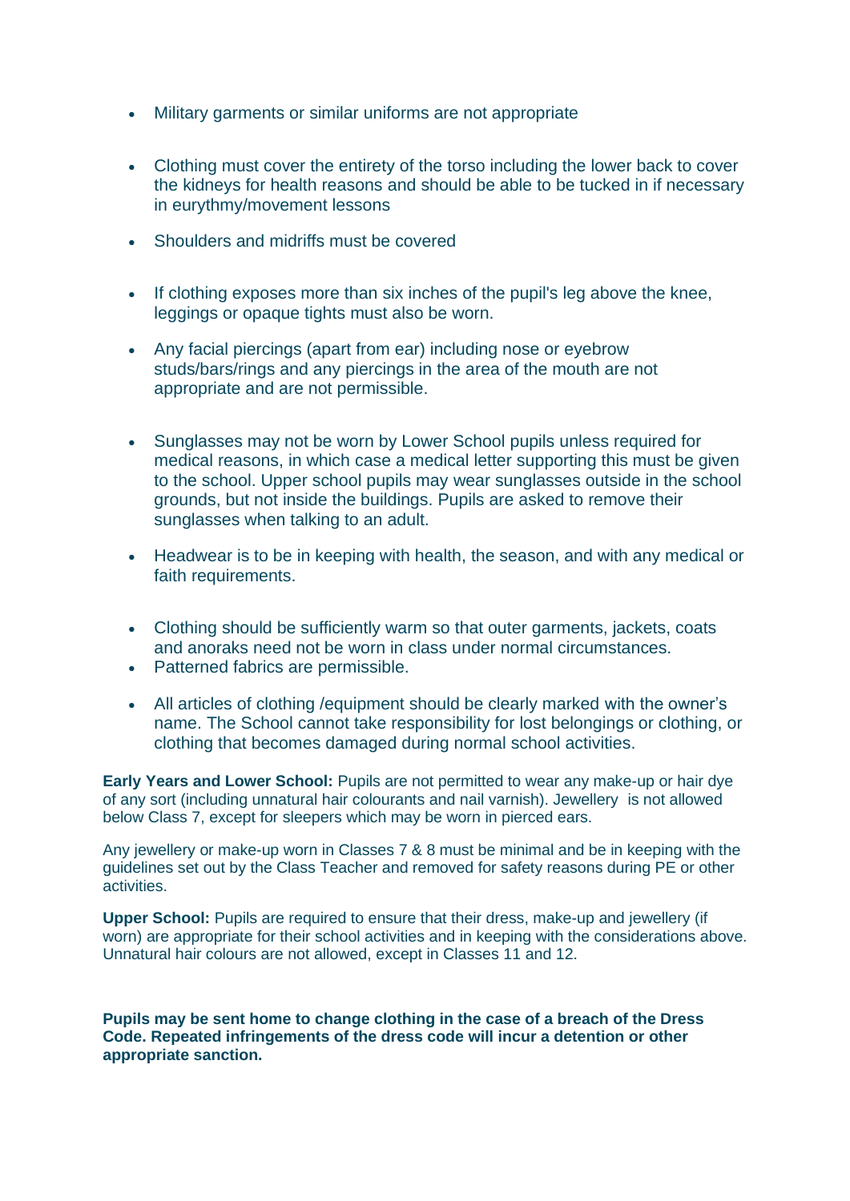- Military garments or similar uniforms are not appropriate
- Clothing must cover the entirety of the torso including the lower back to cover the kidneys for health reasons and should be able to be tucked in if necessary in eurythmy/movement lessons
- Shoulders and midriffs must be covered
- If clothing exposes more than six inches of the pupil's leg above the knee, leggings or opaque tights must also be worn.
- Any facial piercings (apart from ear) including nose or eyebrow studs/bars/rings and any piercings in the area of the mouth are not appropriate and are not permissible.
- Sunglasses may not be worn by Lower School pupils unless required for medical reasons, in which case a medical letter supporting this must be given to the school. Upper school pupils may wear sunglasses outside in the school grounds, but not inside the buildings. Pupils are asked to remove their sunglasses when talking to an adult.
- Headwear is to be in keeping with health, the season, and with any medical or faith requirements.
- Clothing should be sufficiently warm so that outer garments, jackets, coats and anoraks need not be worn in class under normal circumstances.
- Patterned fabrics are permissible.
- All articles of clothing /equipment should be clearly marked with the owner's name. The School cannot take responsibility for lost belongings or clothing, or clothing that becomes damaged during normal school activities.

**Early Years and Lower School:** Pupils are not permitted to wear any make-up or hair dye of any sort (including unnatural hair colourants and nail varnish). Jewellery is not allowed below Class 7, except for sleepers which may be worn in pierced ears.

Any jewellery or make-up worn in Classes 7 & 8 must be minimal and be in keeping with the guidelines set out by the Class Teacher and removed for safety reasons during PE or other activities.

**Upper School:** Pupils are required to ensure that their dress, make-up and jewellery (if worn) are appropriate for their school activities and in keeping with the considerations above. Unnatural hair colours are not allowed, except in Classes 11 and 12.

**Pupils may be sent home to change clothing in the case of a breach of the Dress Code. Repeated infringements of the dress code will incur a detention or other appropriate sanction.**